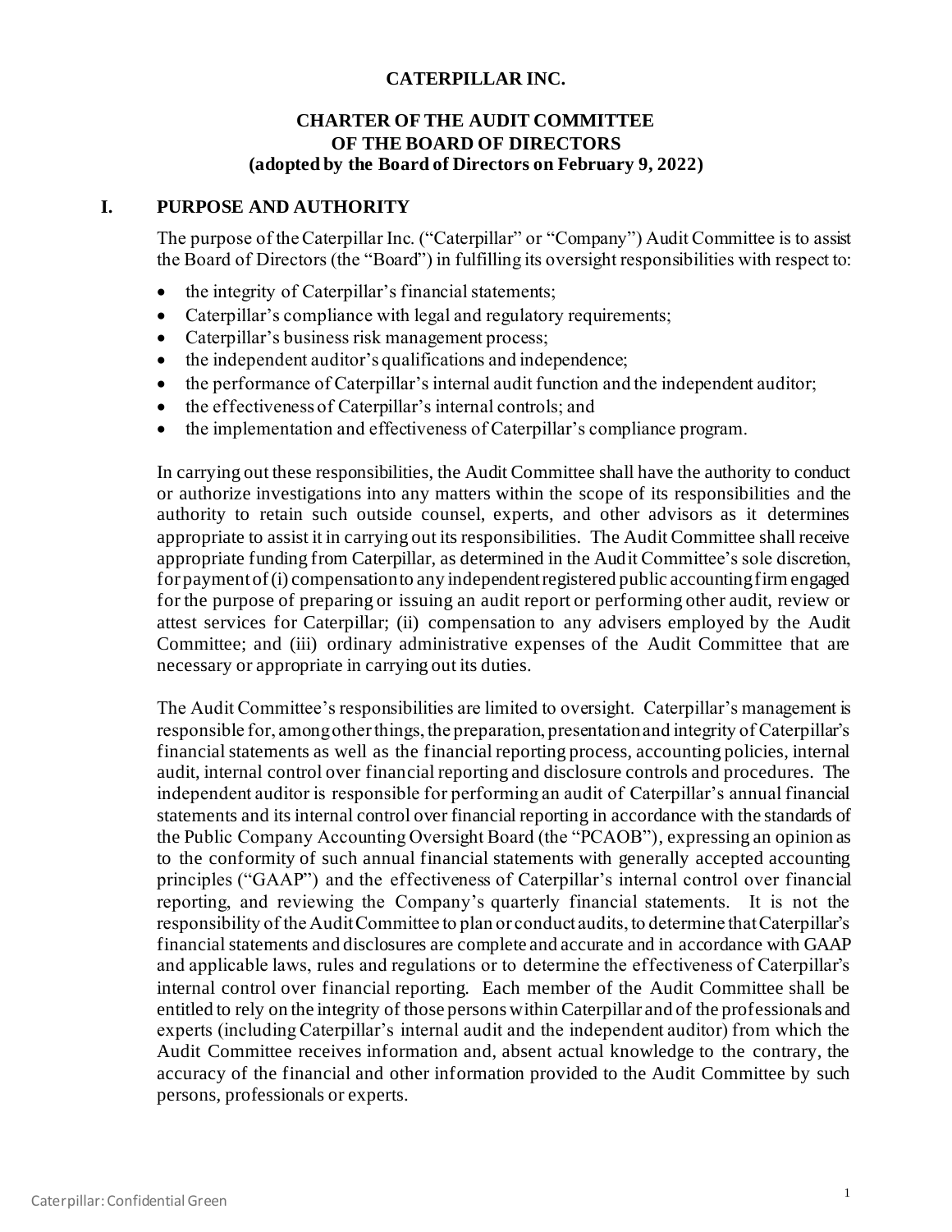# CATERPILLAR INC.

## CHARTER OF THE AUDIT COMMITTEE OF THE BOARD OF DIRECTORS (adopted by the Board of Directors on February 9, 2022)

## I. PURPOSE AND AUTHORITY

The purpose of the Caterpillar Inc. ("Caterpillar" or "Company") Audit Committee is to assist the Board of Directors (the "Board") in fulfilling its oversight responsibilities with respect to:

- the integrity of Caterpillar's financial statements;
- Caterpillar's compliance with legal and regulatory requirements;
- Caterpillar's business risk management process;
- the independent auditor's qualifications and independence;
- the performance of Caterpillar's internal audit function and the independent auditor;
- the effectiveness of Caterpillar's internal controls; and
- the implementation and effectiveness of Caterpillar's compliance program.

In carrying out these responsibilities, the Audit Committee shall have the authority to conduct or authorize investigations into any matters within the scope of its responsibilities and the authority to retain such outside counsel, experts, and other advisors as it determines appropriate to assist it in carrying out its responsibilities. The Audit Committee shall receive appropriate funding from Caterpillar, as determined in the Audit Committee's sole discretion, for payment of (i) compensation to any independent registered public accounting firm engaged for the purpose of preparing or issuing an audit report or performing other audit, review or attest services for Caterpillar; (ii) compensation to any advisers employed by the Audit Committee; and (iii) ordinary administrative expenses of the Audit Committee that are necessary or appropriate in carrying out its duties.

The Audit Committee's responsibilities are limited to oversight. Caterpillar's management is responsible for, among other things, the preparation, presentation and integrity of Caterpillar's financial statements as well as the financial reporting process, accounting policies, internal audit, internal control over financial reporting and disclosure controls and procedures. The independent auditor is responsible for performing an audit of Caterpillar's annual financial statements and its internal control over financial reporting in accordance with the standards of the Public Company Accounting Oversight Board (the "PCAOB"), expressing an opinion as to the conformity of such annual financial statements with generally accepted accounting principles ("GAAP") and the effectiveness of Caterpillar's internal control over financial reporting, and reviewing the Company's quarterly financial statements. It is not the responsibility of the Audit Committee to plan or conduct audits, to determine that Caterpillar's financial statements and disclosures are complete and accurate and in accordance with GAAP and applicable laws, rules and regulations or to determine the effectiveness of Caterpillar's internal control over financial reporting. Each member of the Audit Committee shall be entitled to rely on the integrity of those persons within Caterpillar and of the professionals and experts (including Caterpillar's internal audit and the independent auditor) from which the Audit Committee receives information and, absent actual knowledge to the contrary, the accuracy of the financial and other information provided to the Audit Committee by such persons, professionals or experts.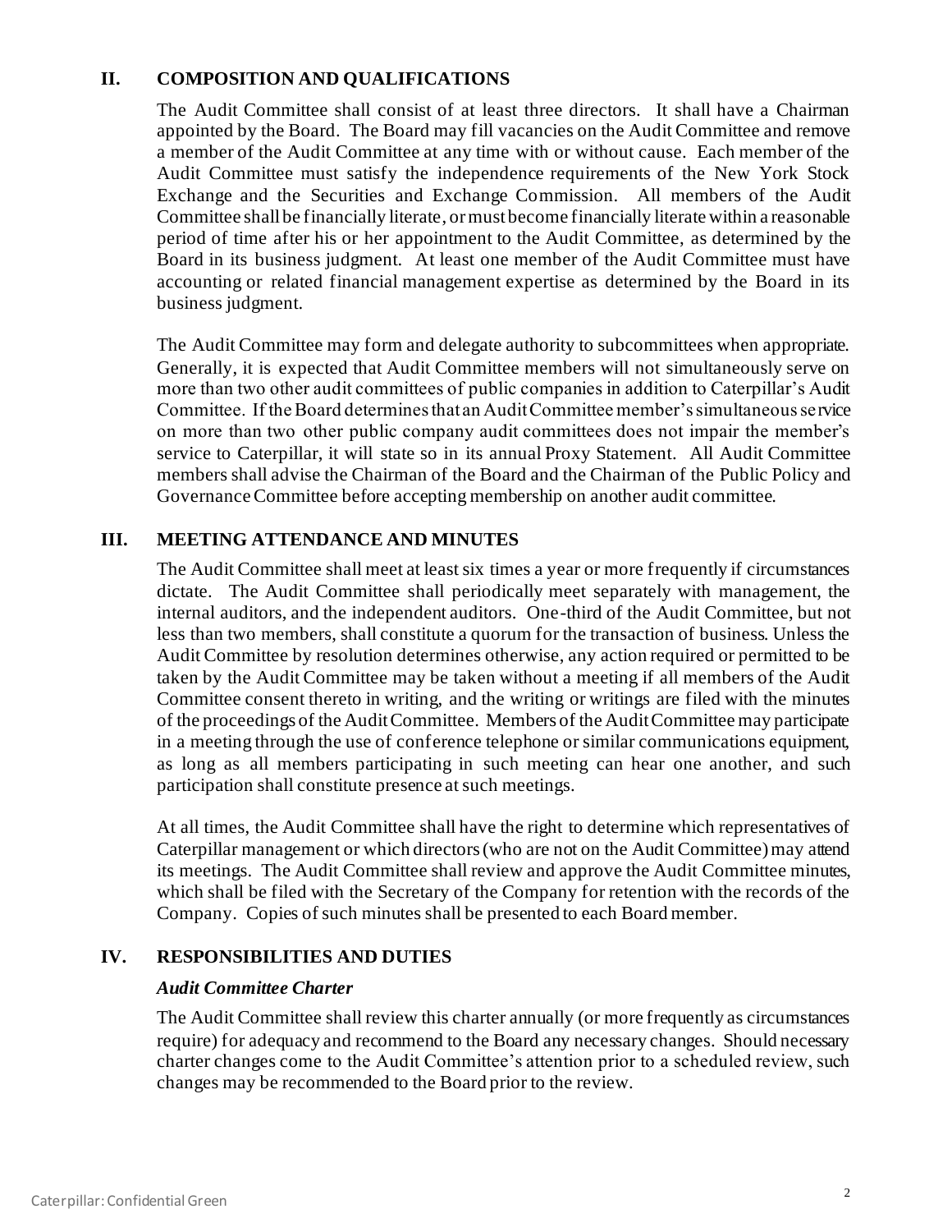## II. COMPOSITION AND QUALIFICATIONS

The Audit Committee shall consist of at least three directors. It shall have a Chairman appointed by the Board. The Board may fill vacancies on the Audit Committee and remove a member of the Audit Committee at any time with or without cause. Each member of the Audit Committee must satisfy the independence requirements of the New York Stock Exchange and the Securities and Exchange Commission. All members of the Audit Committee shall be financially literate, or must become financially literate within a reasonable period of time after his or her appointment to the Audit Committee, as determined by the Board in its business judgment. At least one member of the Audit Committee must have accounting or related financial management expertise as determined by the Board in its business judgment.

The Audit Committee may form and delegate authority to subcommittees when appropriate. Generally, it is expected that Audit Committee members will not simultaneously serve on more than two other audit committees of public companies in addition to Caterpillar's Audit Committee. If the Board determines that an Audit Committee member's simultaneous service on more than two other public company audit committees does not impair the member's service to Caterpillar, it will state so in its annual Proxy Statement. All Audit Committee members shall advise the Chairman of the Board and the Chairman of the Public Policy and Governance Committee before accepting membership on another audit committee.

## III. MEETING ATTENDANCE AND MINUTES

The Audit Committee shall meet at least six times a year or more frequently if circumstances dictate. The Audit Committee shall periodically meet separately with management, the internal auditors, and the independent auditors. One-third of the Audit Committee, but not less than two members, shall constitute a quorum for the transaction of business. Unless the Audit Committee by resolution determines otherwise, any action required or permitted to be taken by the Audit Committee may be taken without a meeting if all members of the Audit Committee consent thereto in writing, and the writing or writings are filed with the minutes of the proceedings of the Audit Committee. Members of the Audit Committee may participate in a meeting through the use of conference telephone or similar communications equipment, as long as all members participating in such meeting can hear one another, and such participation shall constitute presence at such meetings.

At all times, the Audit Committee shall have the right to determine which representatives of Caterpillar management or which directors (who are not on the Audit Committee) may attend its meetings. The Audit Committee shall review and approve the Audit Committee minutes, which shall be filed with the Secretary of the Company for retention with the records of the Company. Copies of such minutes shall be presented to each Board member.

## IV. RESPONSIBILITIES AND DUTIES

### *Audit Committee Charter*

The Audit Committee shall review this charter annually (or more frequently as circumstances require) for adequacy and recommend to the Board any necessary changes. Should necessary charter changes come to the Audit Committee's attention prior to a scheduled review, such changes may be recommended to the Board prior to the review.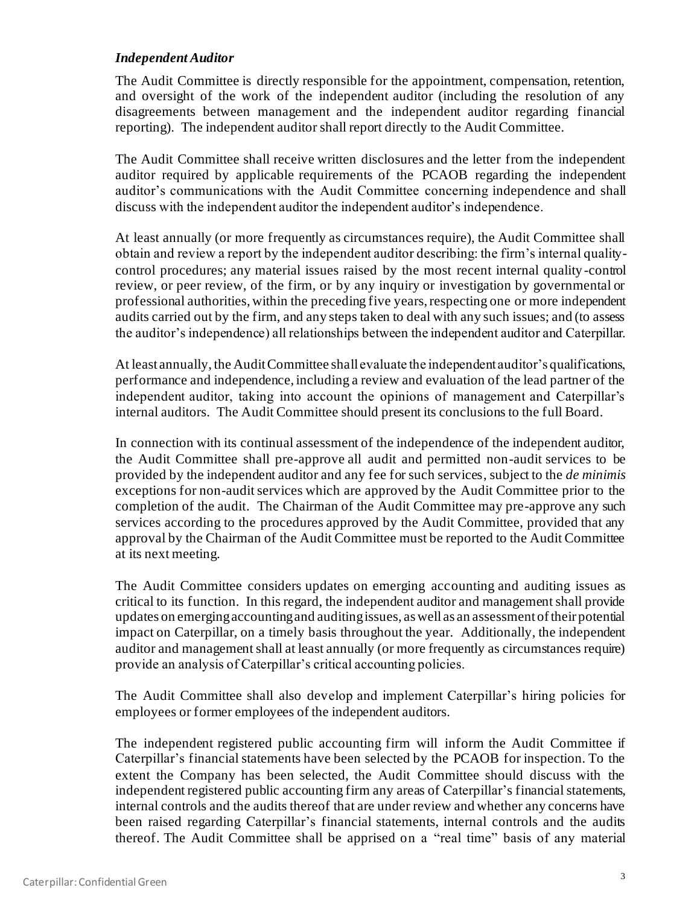### *Independent Auditor*

The Audit Committee is directly responsible for the appointment, compensation, retention, and oversight of the work of the independent auditor (including the resolution of any disagreements between management and the independent auditor regarding financial reporting). The independent auditor shall report directly to the Audit Committee.

The Audit Committee shall receive written disclosures and the letter from the independent auditor required by applicable requirements of the PCAOB regarding the independent auditor's communications with the Audit Committee concerning independence and shall discuss with the independent auditor the independent auditor's independence.

At least annually (or more frequently as circumstances require), the Audit Committee shall obtain and review a report by the independent auditor describing: the firm's internal quality-control procedures; any material issues raised by the most recent internal quality-control review, or peer review, of the firm, or by any inquiry or investigation by governmental or professional authorities, within the preceding five years, respecting one or more independent audits carried out by the firm, and any steps taken to deal with any such issues; and (to assess the auditor's independence) all relationships between the independent auditor and Caterpillar.

At least annually, the Audit Committee shall evaluate the independent auditor's qualifications, performance and independence, including a review and evaluation of the lead partner of the independent auditor, taking into account the opinions of management and Caterpillar's internal auditors. The Audit Committee should present its conclusions to the full Board.

In connection with its continual assessment of the independence of the independent auditor, the Audit Committee shall pre-approve all audit and permitted non-audit services to be provided by the independent auditor and any fee for such services, subject to the *de minimis* exceptions for non-audit services which are approved by the Audit Committee prior to the completion of the audit. The Chairman of the Audit Committee may pre-approve any such services according to the procedures approved by the Audit Committee, provided that any approval by the Chairman of the Audit Committee must be reported to the Audit Committee at its next meeting.

The Audit Committee considers updates on emerging accounting and auditing issues as critical to its function. In this regard, the independent auditor and management shall provide updates on emerging accounting and auditing issues, as well as an assessment of their potential impact on Caterpillar, on a timely basis throughout the year. Additionally, the independent auditor and management shall at least annually (or more frequently as circumstances require) provide an analysis of Caterpillar's critical accounting policies.

The Audit Committee shall also develop and implement Caterpillar's hiring policies for employees or former employees of the independent auditors.

The independent registered public accounting firm will inform the Audit Committee if Caterpillar's financial statements have been selected by the PCAOB for inspection. To the extent the Company has been selected, the Audit Committee should discuss with the independent registered public accounting firm any areas of Caterpillar's financial statements, internal controls and the audits thereof that are under review and whether any concerns have been raised regarding Caterpillar's financial statements, internal controls and the audits thereof. The Audit Committee shall be apprised on a "real time" basis of any material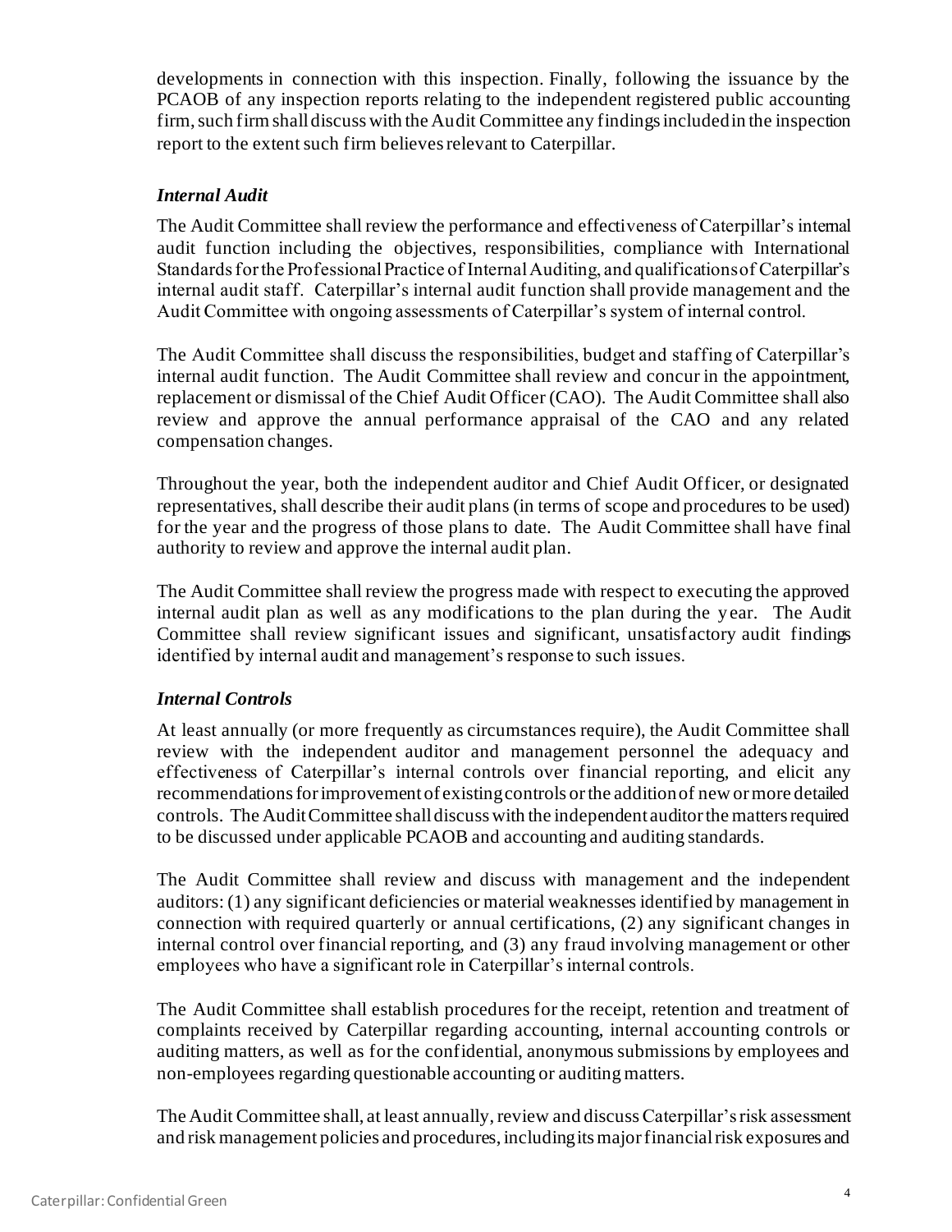developments in connection with this inspection. Finally, following the issuance by the PCAOB of any inspection reports relating to the independent registered public accounting firm, such firm shall discuss with the Audit Committee any findings included in the inspection report to the extent such firm believes relevant to Caterpillar.

### *Internal Audit*

The Audit Committee shall review the performance and effectiveness of Caterpillar's internal audit function including the objectives, responsibilities, compliance with International Standards for the Professional Practice of Internal Auditing, and qualifications of Caterpillar's internal audit staff. Caterpillar's internal audit function shall provide management and the Audit Committee with ongoing assessments of Caterpillar's system of internal control.

The Audit Committee shall discuss the responsibilities, budget and staffing of Caterpillar's internal audit function. The Audit Committee shall review and concur in the appointment, replacement or dismissal of the Chief Audit Officer (CAO). The Audit Committee shall also review and approve the annual performance appraisal of the CAO and any related compensation changes.

Throughout the year, both the independent auditor and Chief Audit Officer, or designated representatives, shall describe their audit plans (in terms of scope and procedures to be used) for the year and the progress of those plans to date. The Audit Committee shall have final authority to review and approve the internal audit plan.

The Audit Committee shall review the progress made with respect to executing the approved internal audit plan as well as any modifications to the plan during the year. The Audit Committee shall review significant issues and significant, unsatisfactory audit findings identified by internal audit and management's response to such issues.

### *Internal Controls*

At least annually (or more frequently as circumstances require), the Audit Committee shall review with the independent auditor and management personnel the adequacy and effectiveness of Caterpillar's internal controls over financial reporting, and elicit any recommendations for improvement of existing controls or the addition of new or more detailed controls. The Audit Committee shall discuss with the independent auditor the matters required to be discussed under applicable PCAOB and accounting and auditing standards.

The Audit Committee shall review and discuss with management and the independent auditors: (1) any significant deficiencies or material weaknesses identified by management in connection with required quarterly or annual certifications, (2) any significant changes in internal control over financial reporting, and (3) any fraud involving management or other employees who have a significant role in Caterpillar's internal controls.

The Audit Committee shall establish procedures for the receipt, retention and treatment of complaints received by Caterpillar regarding accounting, internal accounting controls or auditing matters, as well as for the confidential, anonymous submissions by employees and non-employees regarding questionable accounting or auditing matters.

The Audit Committee shall, at least annually, review and discuss Caterpillar's risk assessment and risk management policies and procedures, including its major financial risk exposures and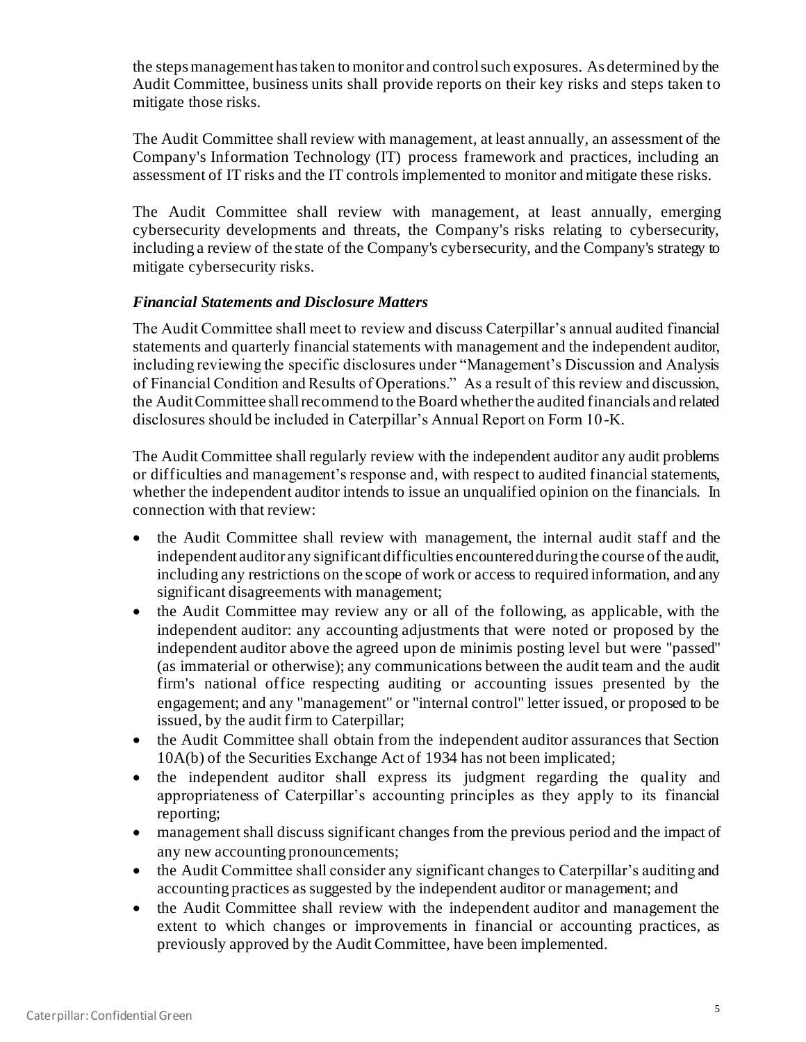the steps management has taken to monitor and control such exposures. As determined by the Audit Committee, business units shall provide reports on their key risks and steps taken to mitigate those risks.

The Audit Committee shall review with management, at least annually, an assessment of the Company's Information Technology (IT) process framework and practices, including an assessment of IT risks and the IT controls implemented to monitor and mitigate these risks.

The Audit Committee shall review with management, at least annually, emerging cybersecurity developments and threats, the Company's risks relating to cybersecurity, including a review of the state of the Company's cybersecurity, and the Company's strategy to mitigate cybersecurity risks.

### *Financial Statements and Disclosure Matters*

The Audit Committee shall meet to review and discuss Caterpillar's annual audited financial statements and quarterly financial statements with management and the independent auditor, including reviewing the specific disclosures under "Management's Discussion and Analysis of Financial Condition and Results of Operations." As a result of this review and discussion, the Audit Committee shall recommend to the Board whether the audited financials and related disclosures should be included in Caterpillar's Annual Report on Form 10-K.

The Audit Committee shall regularly review with the independent auditor any audit problems or difficulties and management's response and, with respect to audited financial statements, whether the independent auditor intends to issue an unqualified opinion on the financials. In connection with that review:

- the Audit Committee shall review with management, the internal audit staff and the independent auditor any significant difficulties encountered during the course of the audit, including any restrictions on the scope of work or access to required information, and any significant disagreements with management;
- the Audit Committee may review any or all of the following, as applicable, with the independent auditor: any accounting adjustments that were noted or proposed by the independent auditor above the agreed upon de minimis posting level but were "passed" (as immaterial or otherwise); any communications between the audit team and the audit firm's national office respecting auditing or accounting issues presented by the engagement; and any "management" or "internal control" letter issued, or proposed to be issued, by the audit firm to Caterpillar;
- the Audit Committee shall obtain from the independent auditor assurances that Section 10A(b) of the Securities Exchange Act of 1934 has not been implicated;
- the independent auditor shall express its judgment regarding the quality and appropriateness of Caterpillar's accounting principles as they apply to its financial reporting;
- management shall discuss significant changes from the previous period and the impact of any new accounting pronouncements;
- the Audit Committee shall consider any significant changes to Caterpillar's auditing and accounting practices as suggested by the independent auditor or management; and
- the Audit Committee shall review with the independent auditor and management the extent to which changes or improvements in financial or accounting practices, as previously approved by the Audit Committee, have been implemented.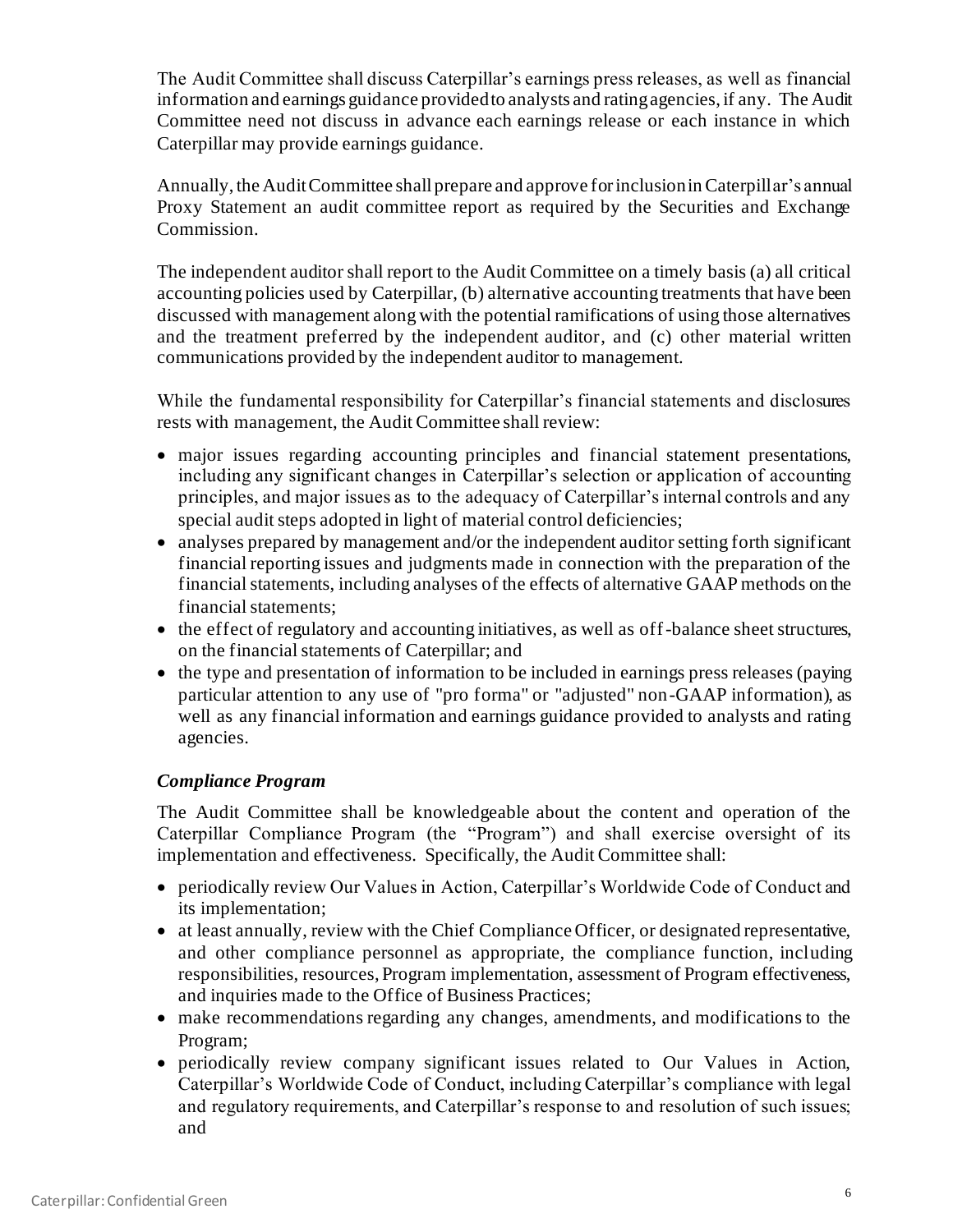The Audit Committee shall discuss Caterpillar's earnings press releases, as well as financial information and earnings guidance provided to analysts and rating agencies, if any. The Audit Committee need not discuss in advance each earnings release or each instance in which Caterpillar may provide earnings guidance.

Annually, the Audit Committee shall prepare and approve for inclusion in Caterpillar's annual Proxy Statement an audit committee report as required by the Securities and Exchange Commission.

The independent auditor shall report to the Audit Committee on a timely basis (a) all critical accounting policies used by Caterpillar, (b) alternative accounting treatments that have been discussed with management along with the potential ramifications of using those alternatives and the treatment preferred by the independent auditor, and (c) other material written communications provided by the independent auditor to management.

While the fundamental responsibility for Caterpillar's financial statements and disclosures rests with management, the Audit Committee shall review:

- major issues regarding accounting principles and financial statement presentations, including any significant changes in Caterpillar's selection or application of accounting principles, and major issues as to the adequacy of Caterpillar's internal controls and any special audit steps adopted in light of material control deficiencies;
- analyses prepared by management and/or the independent auditor setting forth significant financial reporting issues and judgments made in connection with the preparation of the financial statements, including analyses of the effects of alternative GAAP methods on the financial statements;
- the effect of regulatory and accounting initiatives, as well as off-balance sheet structures, on the financial statements of Caterpillar; and
- the type and presentation of information to be included in earnings press releases (paying particular attention to any use of "pro forma" or "adjusted" non-GAAP information), as well as any financial information and earnings guidance provided to analysts and rating agencies.

### *Compliance Program*

The Audit Committee shall be knowledgeable about the content and operation of the Caterpillar Compliance Program (the "Program") and shall exercise oversight of its implementation and effectiveness. Specifically, the Audit Committee shall:

- periodically review Our Values in Action, Caterpillar's Worldwide Code of Conduct and its implementation;
- at least annually, review with the Chief Compliance Officer, or designated representative, and other compliance personnel as appropriate, the compliance function, including responsibilities, resources, Program implementation, assessment of Program effectiveness, and inquiries made to the Office of Business Practices;
- make recommendations regarding any changes, amendments, and modifications to the Program;
- periodically review company significant issues related to Our Values in Action, Caterpillar's Worldwide Code of Conduct, including Caterpillar's compliance with legal and regulatory requirements, and Caterpillar's response to and resolution of such issues; and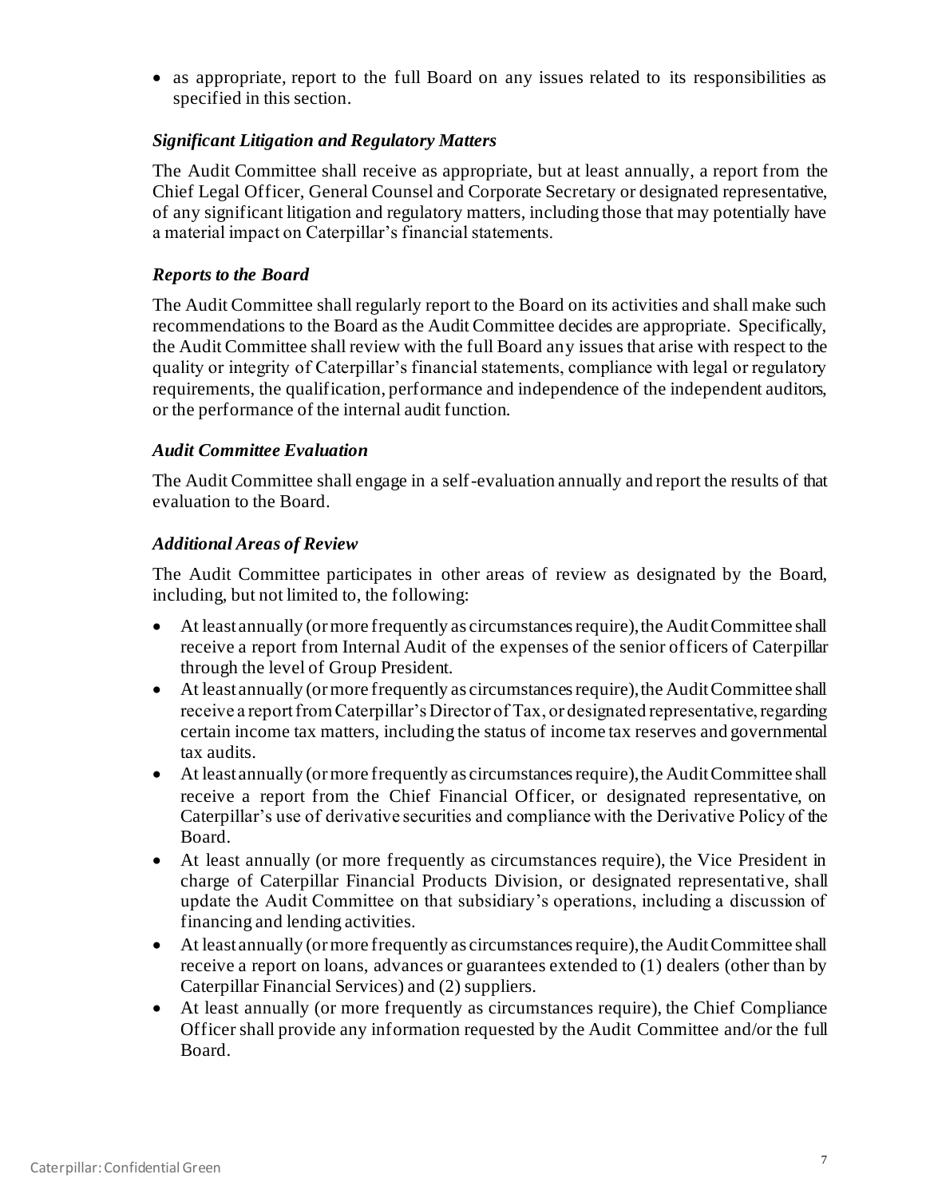- as appropriate, report to the full Board on any issues related to its responsibilities as specified in this section.

### *Significant Litigation and Regulatory Matters*

The Audit Committee shall receive as appropriate, but at least annually, a report from the Chief Legal Officer, General Counsel and Corporate Secretary or designated representative, of any significant litigation and regulatory matters, including those that may potentially have a material impact on Caterpillar's financial statements.

### *Reports to the Board*

The Audit Committee shall regularly report to the Board on its activities and shall make such recommendations to the Board as the Audit Committee decides are appropriate. Specifically, the Audit Committee shall review with the full Board any issues that arise with respect to the quality or integrity of Caterpillar's financial statements, compliance with legal or regulatory requirements, the qualification, performance and independence of the independent auditors, or the performance of the internal audit function.

### *Audit Committee Evaluation*

The Audit Committee shall engage in a self-evaluation annually and report the results of that evaluation to the Board.

### *Additional Areas of Review*

The Audit Committee participates in other areas of review as designated by the Board, including, but not limited to, the following:

- At least annually (or more frequently as circumstances require), the Audit Committee shall receive a report from Internal Audit of the expenses of the senior officers of Caterpillar through the level of Group President.
- At least annually (or more frequently as circumstances require), the Audit Committee shall receive a report from Caterpillar's Director of Tax, or designated representative, regarding certain income tax matters, including the status of income tax reserves and governmental tax audits.
- At least annually (or more frequently as circumstances require), the Audit Committee shall receive a report from the Chief Financial Officer, or designated representative, on Caterpillar's use of derivative securities and compliance with the Derivative Policy of the Board.
- At least annually (or more frequently as circumstances require), the Vice President in charge of Caterpillar Financial Products Division, or designated representative, shall update the Audit Committee on that subsidiary's operations, including a discussion of financing and lending activities.
- At least annually (or more frequently as circumstances require), the Audit Committee shall receive a report on loans, advances or guarantees extended to (1) dealers (other than by Caterpillar Financial Services) and (2) suppliers.
- At least annually (or more frequently as circumstances require), the Chief Compliance Officer shall provide any information requested by the Audit Committee and/or the full Board.